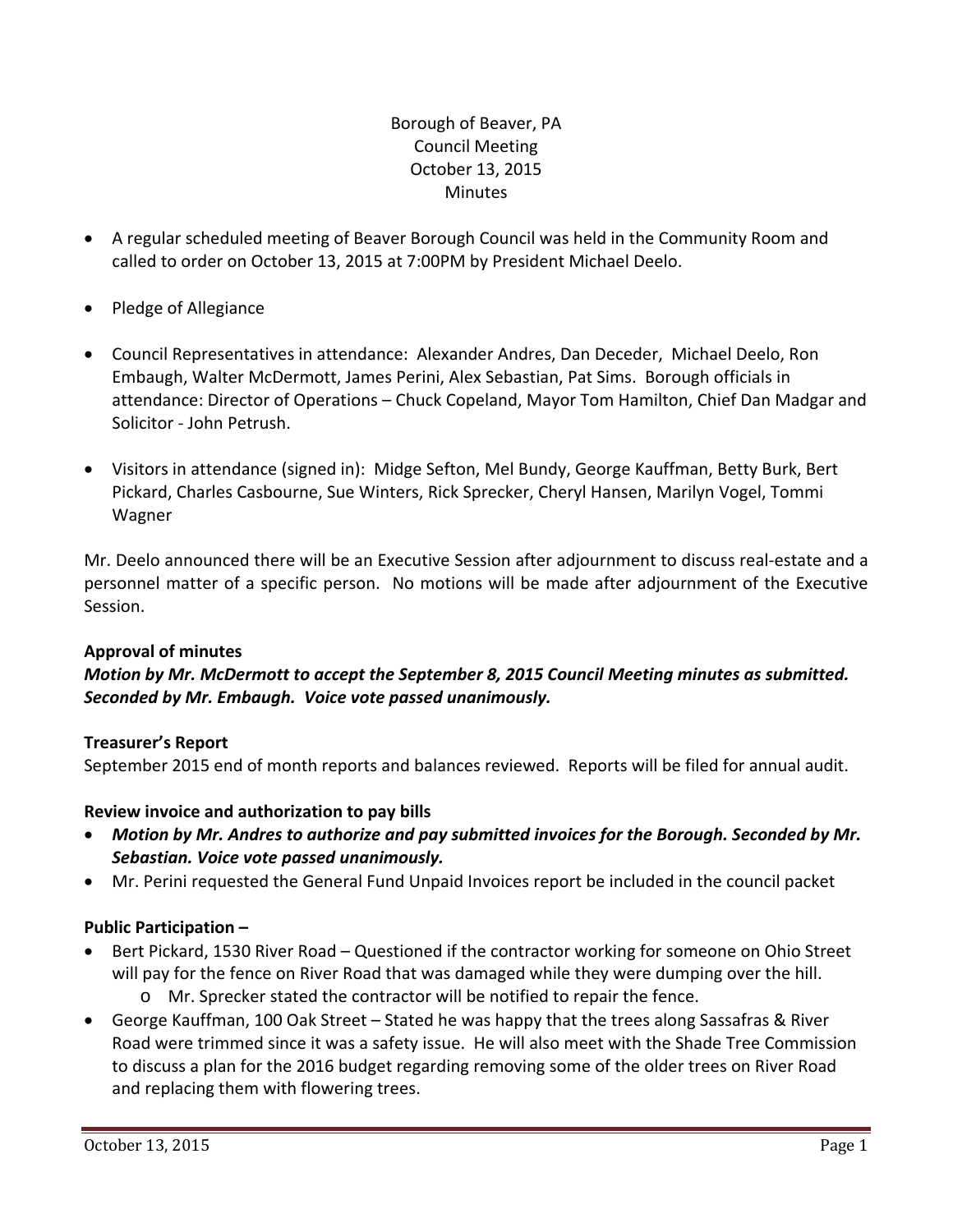Borough of Beaver, PA
Council Meeting
October 13, 2015
Minutes

- A regular scheduled meeting of Beaver Borough Council was held in the Community Room and called to order on October 13, 2015 at 7:00PM by President Michael Deelo.
- Pledge of Allegiance
- Council Representatives in attendance: Alexander Andres, Dan Deceder, Michael Deelo, Ron Embaugh, Walter McDermott, James Perini, Alex Sebastian, Pat Sims. Borough officials in attendance: Director of Operations – Chuck Copeland, Mayor Tom Hamilton, Chief Dan Madgar and Solicitor - John Petrush.
- Visitors in attendance (signed in): Midge Sefton, Mel Bundy, George Kauffman, Betty Burk, Bert Pickard, Charles Casbourne, Sue Winters, Rick Sprecker, Cheryl Hansen, Marilyn Vogel, Tommi Wagner

Mr. Deelo announced there will be an Executive Session after adjournment to discuss real-estate and a personnel matter of a specific person. No motions will be made after adjournment of the Executive Session.

**Approval of minutes**

***Motion by Mr. McDermott to accept the September 8, 2015 Council Meeting minutes as submitted. Seconded by Mr. Embaugh. Voice vote passed unanimously.***

**Treasurer's Report**

September 2015 end of month reports and balances reviewed. Reports will be filed for annual audit.

**Review invoice and authorization to pay bills**

- ***Motion by Mr. Andres to authorize and pay submitted invoices for the Borough. Seconded by Mr. Sebastian. Voice vote passed unanimously.***
- Mr. Perini requested the General Fund Unpaid Invoices report be included in the council packet

**Public Participation –**

- Bert Pickard, 1530 River Road – Questioned if the contractor working for someone on Ohio Street will pay for the fence on River Road that was damaged while they were dumping over the hill.
  - Mr. Sprecker stated the contractor will be notified to repair the fence.
- George Kauffman, 100 Oak Street – Stated he was happy that the trees along Sassafras & River Road were trimmed since it was a safety issue. He will also meet with the Shade Tree Commission to discuss a plan for the 2016 budget regarding removing some of the older trees on River Road and replacing them with flowering trees.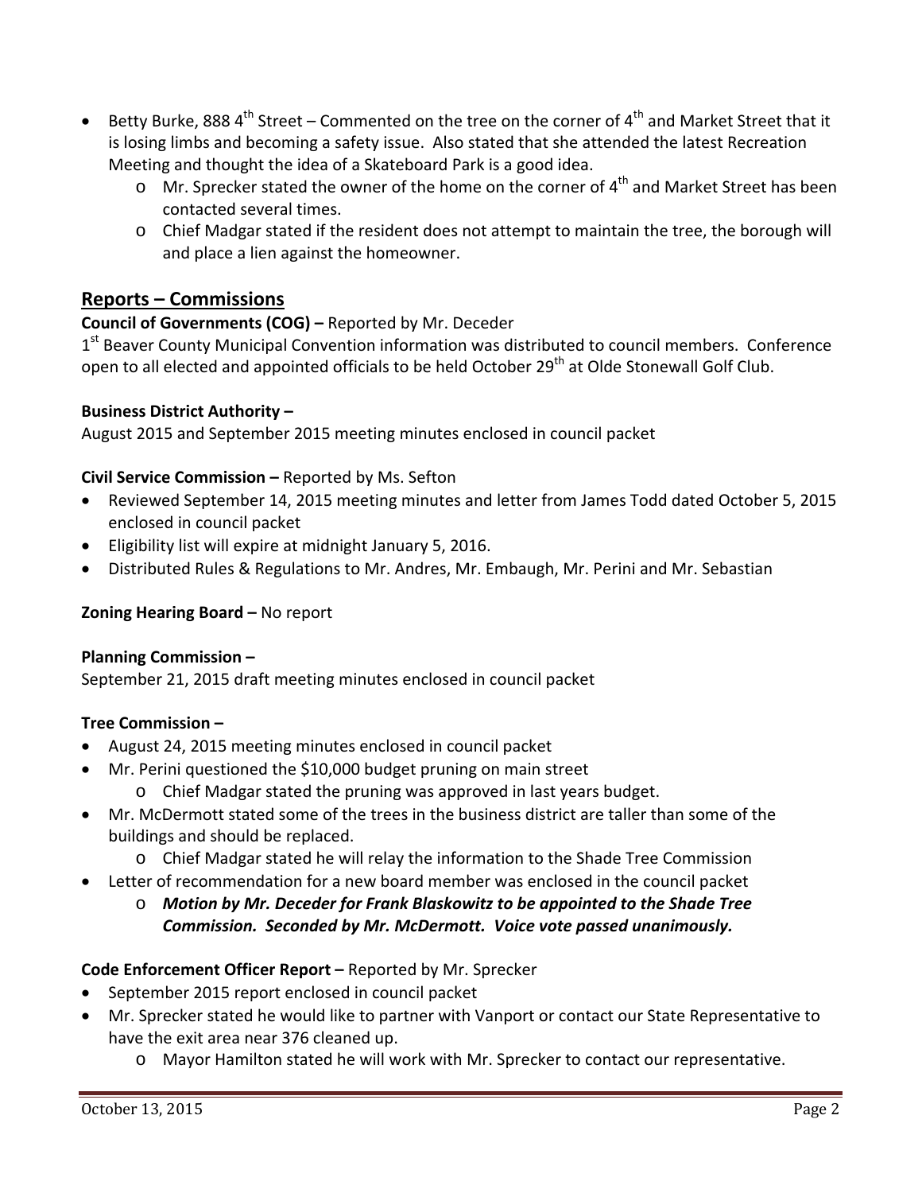- Betty Burke, 888 4th Street – Commented on the tree on the corner of 4th and Market Street that it is losing limbs and becoming a safety issue. Also stated that she attended the latest Recreation Meeting and thought the idea of a Skateboard Park is a good idea.
  - Mr. Sprecker stated the owner of the home on the corner of 4th and Market Street has been contacted several times.
  - Chief Madgar stated if the resident does not attempt to maintain the tree, the borough will and place a lien against the homeowner.

## Reports – Commissions

**Council of Governments (COG) –** Reported by Mr. Deceder

1st Beaver County Municipal Convention information was distributed to council members. Conference open to all elected and appointed officials to be held October 29th at Olde Stonewall Golf Club.

**Business District Authority –**

August 2015 and September 2015 meeting minutes enclosed in council packet

**Civil Service Commission –** Reported by Ms. Sefton

- Reviewed September 14, 2015 meeting minutes and letter from James Todd dated October 5, 2015 enclosed in council packet
- Eligibility list will expire at midnight January 5, 2016.
- Distributed Rules & Regulations to Mr. Andres, Mr. Embaugh, Mr. Perini and Mr. Sebastian

**Zoning Hearing Board –** No report

**Planning Commission –**

September 21, 2015 draft meeting minutes enclosed in council packet

**Tree Commission –**

- August 24, 2015 meeting minutes enclosed in council packet
- Mr. Perini questioned the $10,000 budget pruning on main street
  - Chief Madgar stated the pruning was approved in last years budget.
- Mr. McDermott stated some of the trees in the business district are taller than some of the buildings and should be replaced.
  - Chief Madgar stated he will relay the information to the Shade Tree Commission
- Letter of recommendation for a new board member was enclosed in the council packet
  - ***Motion by Mr. Deceder for Frank Blaskowitz to be appointed to the Shade Tree Commission. Seconded by Mr. McDermott. Voice vote passed unanimously.***

**Code Enforcement Officer Report –** Reported by Mr. Sprecker

- September 2015 report enclosed in council packet
- Mr. Sprecker stated he would like to partner with Vanport or contact our State Representative to have the exit area near 376 cleaned up.
  - Mayor Hamilton stated he will work with Mr. Sprecker to contact our representative.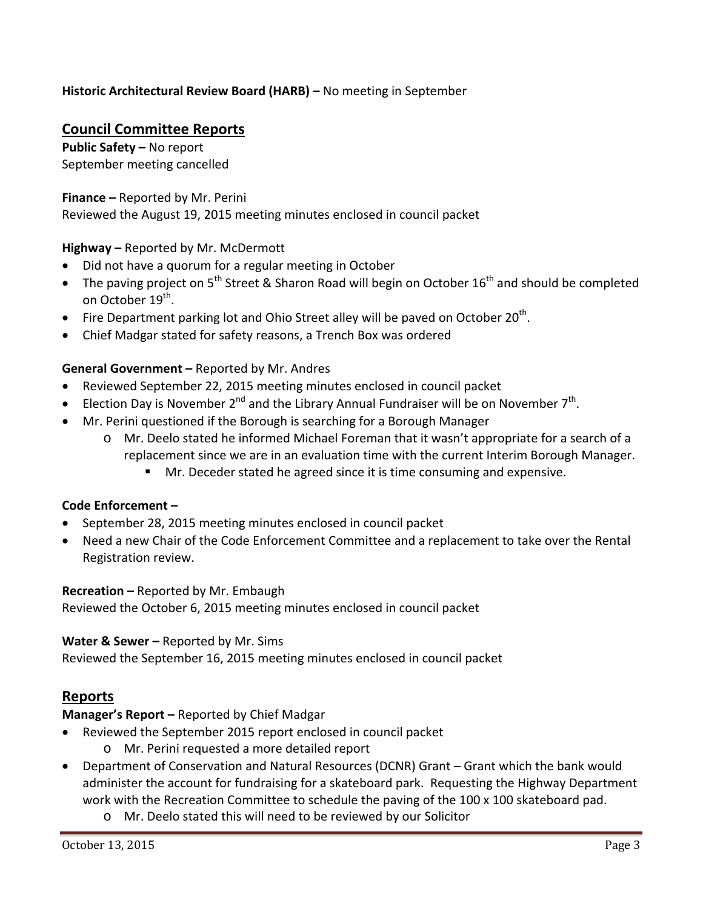**Historic Architectural Review Board (HARB) –** No meeting in September

## Council Committee Reports

**Public Safety –** No report
September meeting cancelled

**Finance –** Reported by Mr. Perini
Reviewed the August 19, 2015 meeting minutes enclosed in council packet

**Highway –** Reported by Mr. McDermott

- Did not have a quorum for a regular meeting in October
- The paving project on 5th Street & Sharon Road will begin on October 16th and should be completed on October 19th.
- Fire Department parking lot and Ohio Street alley will be paved on October 20th.
- Chief Madgar stated for safety reasons, a Trench Box was ordered

**General Government –** Reported by Mr. Andres

- Reviewed September 22, 2015 meeting minutes enclosed in council packet
- Election Day is November 2nd and the Library Annual Fundraiser will be on November 7th.
- Mr. Perini questioned if the Borough is searching for a Borough Manager
  - Mr. Deelo stated he informed Michael Foreman that it wasn't appropriate for a search of a replacement since we are in an evaluation time with the current Interim Borough Manager.
    - Mr. Deceder stated he agreed since it is time consuming and expensive.

**Code Enforcement –**

- September 28, 2015 meeting minutes enclosed in council packet
- Need a new Chair of the Code Enforcement Committee and a replacement to take over the Rental Registration review.

**Recreation –** Reported by Mr. Embaugh
Reviewed the October 6, 2015 meeting minutes enclosed in council packet

**Water & Sewer –** Reported by Mr. Sims
Reviewed the September 16, 2015 meeting minutes enclosed in council packet

## Reports

**Manager's Report –** Reported by Chief Madgar

- Reviewed the September 2015 report enclosed in council packet
  - Mr. Perini requested a more detailed report
- Department of Conservation and Natural Resources (DCNR) Grant – Grant which the bank would administer the account for fundraising for a skateboard park. Requesting the Highway Department work with the Recreation Committee to schedule the paving of the 100 x 100 skateboard pad.
  - Mr. Deelo stated this will need to be reviewed by our Solicitor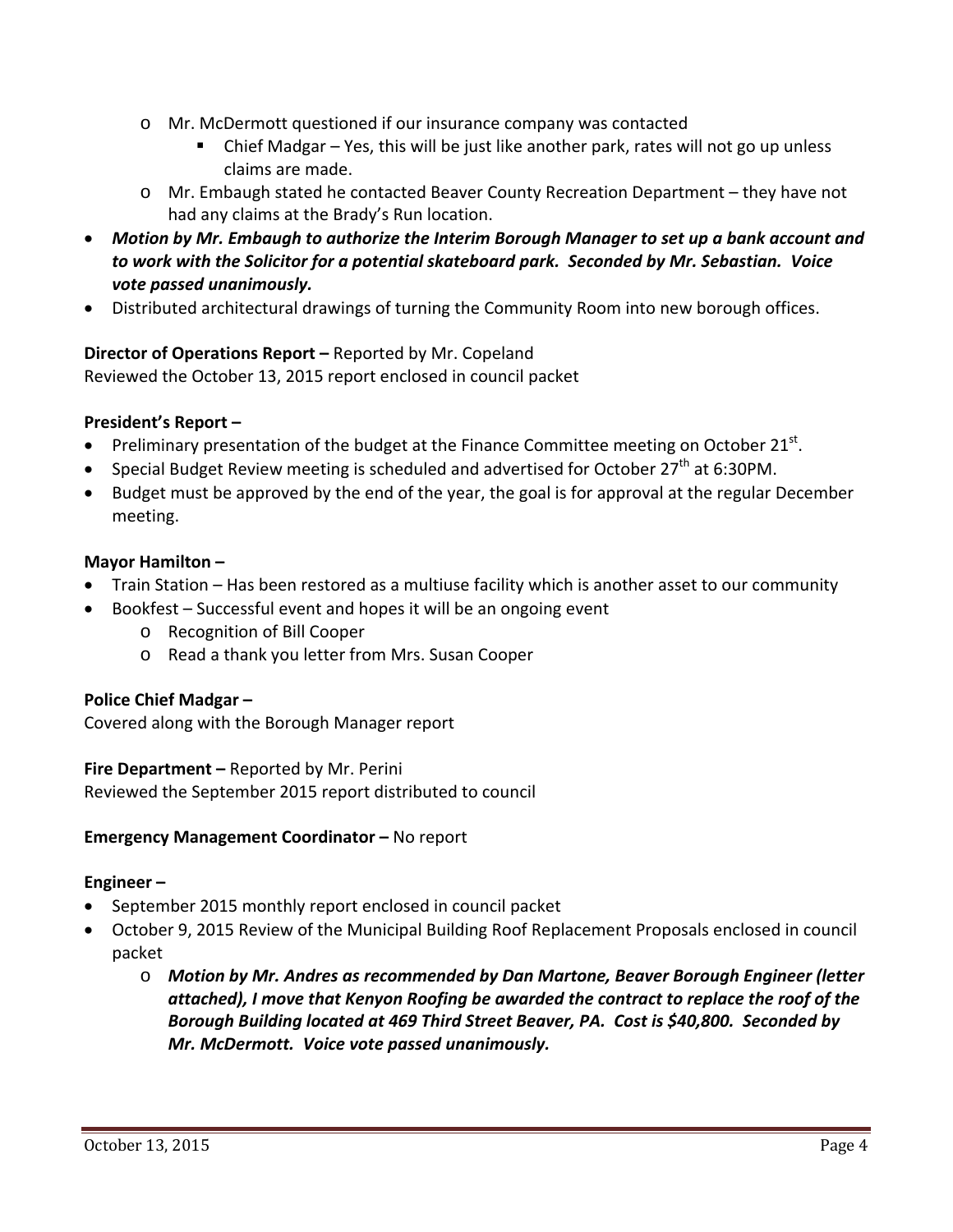- Mr. McDermott questioned if our insurance company was contacted
    - Chief Madgar – Yes, this will be just like another park, rates will not go up unless claims are made.
  - Mr. Embaugh stated he contacted Beaver County Recreation Department – they have not had any claims at the Brady's Run location.
- ***Motion by Mr. Embaugh to authorize the Interim Borough Manager to set up a bank account and to work with the Solicitor for a potential skateboard park. Seconded by Mr. Sebastian. Voice vote passed unanimously.***
- Distributed architectural drawings of turning the Community Room into new borough offices.

**Director of Operations Report –** Reported by Mr. Copeland
Reviewed the October 13, 2015 report enclosed in council packet

**President's Report –**

- Preliminary presentation of the budget at the Finance Committee meeting on October 21st.
- Special Budget Review meeting is scheduled and advertised for October 27th at 6:30PM.
- Budget must be approved by the end of the year, the goal is for approval at the regular December meeting.

**Mayor Hamilton –**

- Train Station – Has been restored as a multiuse facility which is another asset to our community
- Bookfest – Successful event and hopes it will be an ongoing event
  - Recognition of Bill Cooper
  - Read a thank you letter from Mrs. Susan Cooper

**Police Chief Madgar –**
Covered along with the Borough Manager report

**Fire Department –** Reported by Mr. Perini
Reviewed the September 2015 report distributed to council

**Emergency Management Coordinator –** No report

**Engineer –**

- September 2015 monthly report enclosed in council packet
- October 9, 2015 Review of the Municipal Building Roof Replacement Proposals enclosed in council packet
  - ***Motion by Mr. Andres as recommended by Dan Martone, Beaver Borough Engineer (letter attached), I move that Kenyon Roofing be awarded the contract to replace the roof of the Borough Building located at 469 Third Street Beaver, PA. Cost is $40,800. Seconded by Mr. McDermott. Voice vote passed unanimously.***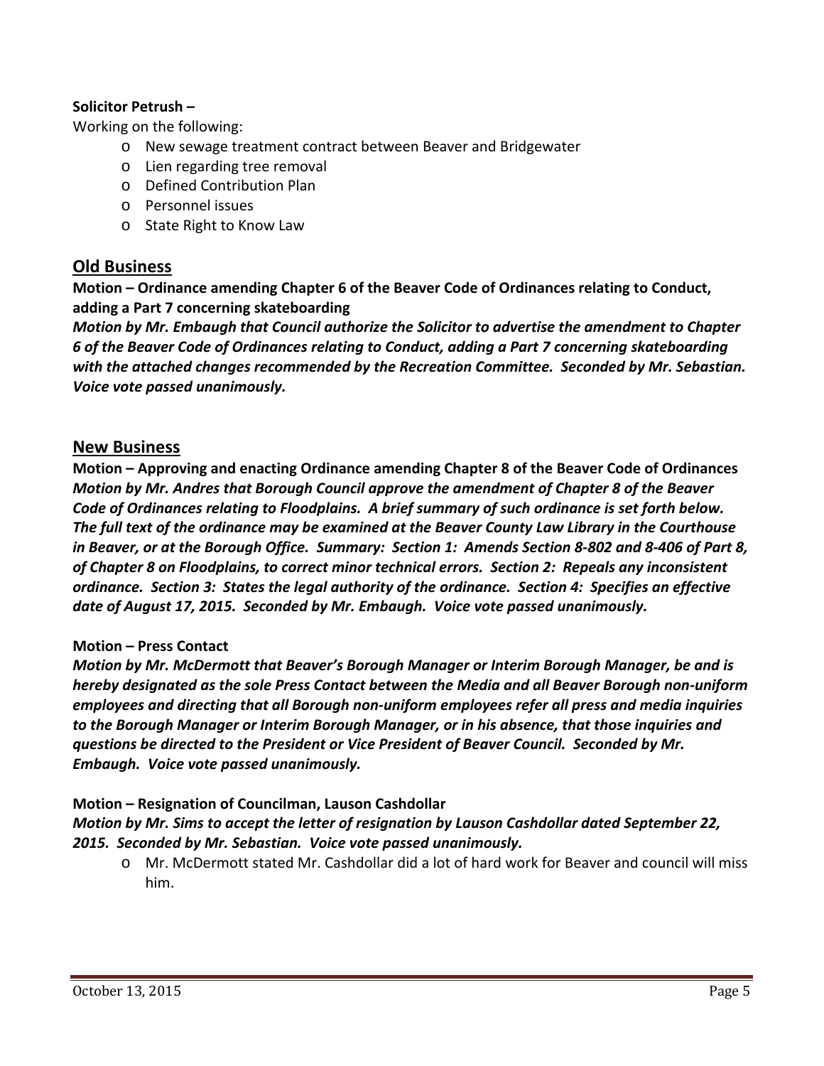**Solicitor Petrush –**

Working on the following:

- New sewage treatment contract between Beaver and Bridgewater
- Lien regarding tree removal
- Defined Contribution Plan
- Personnel issues
- State Right to Know Law

## Old Business

**Motion – Ordinance amending Chapter 6 of the Beaver Code of Ordinances relating to Conduct, adding a Part 7 concerning skateboarding**

***Motion by Mr. Embaugh that Council authorize the Solicitor to advertise the amendment to Chapter 6 of the Beaver Code of Ordinances relating to Conduct, adding a Part 7 concerning skateboarding with the attached changes recommended by the Recreation Committee. Seconded by Mr. Sebastian. Voice vote passed unanimously.***

## New Business

**Motion – Approving and enacting Ordinance amending Chapter 8 of the Beaver Code of Ordinances**

***Motion by Mr. Andres that Borough Council approve the amendment of Chapter 8 of the Beaver Code of Ordinances relating to Floodplains. A brief summary of such ordinance is set forth below. The full text of the ordinance may be examined at the Beaver County Law Library in the Courthouse in Beaver, or at the Borough Office. Summary: Section 1: Amends Section 8-802 and 8-406 of Part 8, of Chapter 8 on Floodplains, to correct minor technical errors. Section 2: Repeals any inconsistent ordinance. Section 3: States the legal authority of the ordinance. Section 4: Specifies an effective date of August 17, 2015. Seconded by Mr. Embaugh. Voice vote passed unanimously.***

**Motion – Press Contact**

***Motion by Mr. McDermott that Beaver's Borough Manager or Interim Borough Manager, be and is hereby designated as the sole Press Contact between the Media and all Beaver Borough non-uniform employees and directing that all Borough non-uniform employees refer all press and media inquiries to the Borough Manager or Interim Borough Manager, or in his absence, that those inquiries and questions be directed to the President or Vice President of Beaver Council. Seconded by Mr. Embaugh. Voice vote passed unanimously.***

**Motion – Resignation of Councilman, Lauson Cashdollar**

***Motion by Mr. Sims to accept the letter of resignation by Lauson Cashdollar dated September 22, 2015. Seconded by Mr. Sebastian. Voice vote passed unanimously.***

- Mr. McDermott stated Mr. Cashdollar did a lot of hard work for Beaver and council will miss him.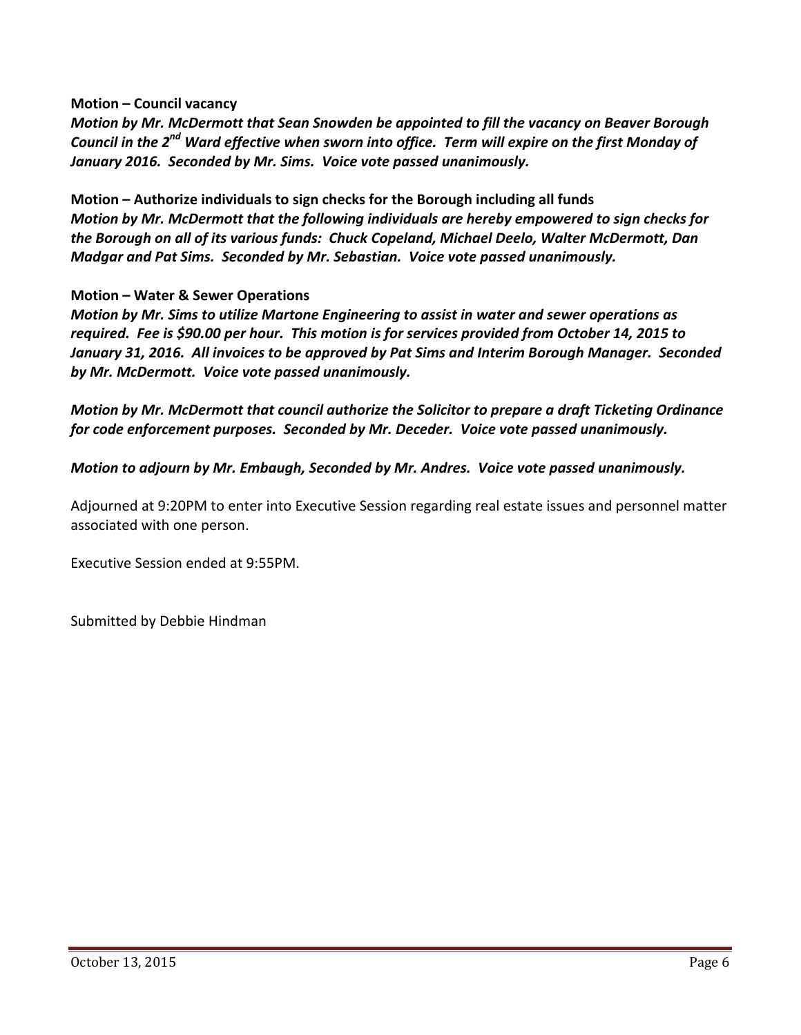**Motion – Council vacancy**

***Motion by Mr. McDermott that Sean Snowden be appointed to fill the vacancy on Beaver Borough Council in the 2nd Ward effective when sworn into office. Term will expire on the first Monday of January 2016. Seconded by Mr. Sims. Voice vote passed unanimously.***

**Motion – Authorize individuals to sign checks for the Borough including all funds**

***Motion by Mr. McDermott that the following individuals are hereby empowered to sign checks for the Borough on all of its various funds: Chuck Copeland, Michael Deelo, Walter McDermott, Dan Madgar and Pat Sims. Seconded by Mr. Sebastian. Voice vote passed unanimously.***

**Motion – Water & Sewer Operations**

***Motion by Mr. Sims to utilize Martone Engineering to assist in water and sewer operations as required. Fee is $90.00 per hour. This motion is for services provided from October 14, 2015 to January 31, 2016. All invoices to be approved by Pat Sims and Interim Borough Manager. Seconded by Mr. McDermott. Voice vote passed unanimously.***

***Motion by Mr. McDermott that council authorize the Solicitor to prepare a draft Ticketing Ordinance for code enforcement purposes. Seconded by Mr. Deceder. Voice vote passed unanimously.***

***Motion to adjourn by Mr. Embaugh, Seconded by Mr. Andres. Voice vote passed unanimously.***

Adjourned at 9:20PM to enter into Executive Session regarding real estate issues and personnel matter associated with one person.

Executive Session ended at 9:55PM.

Submitted by Debbie Hindman